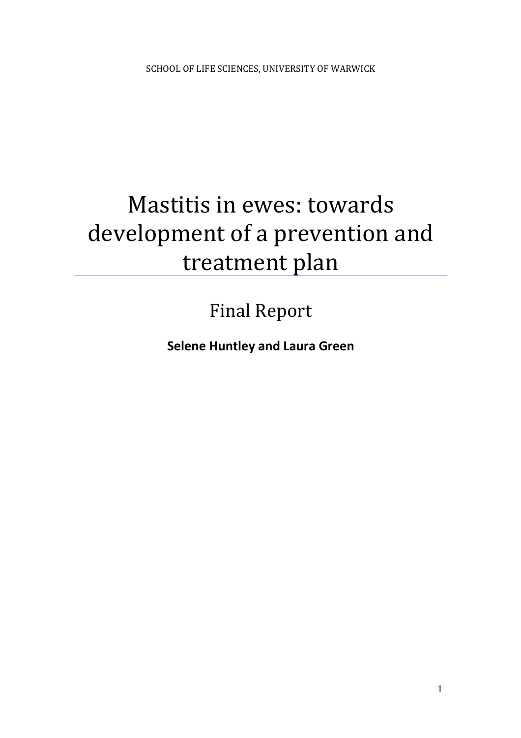SCHOOL OF LIFE SCIENCES, UNIVERSITY OF WARWICK

# Mastitis in ewes: towards development of a prevention and treatment plan

## Final Report

**Selene Huntley and Laura Green**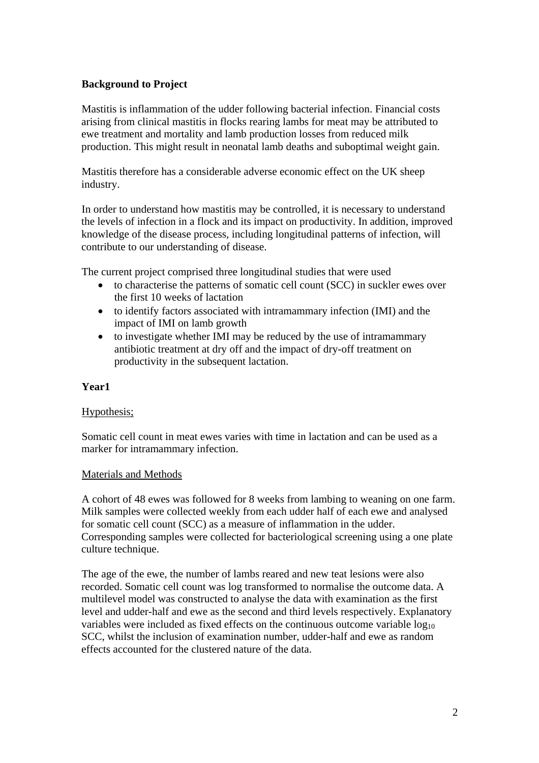**Background to Project**

Mastitis is inflammation of the udder following bacterial infection. Financial costs arising from clinical mastitis in flocks rearing lambs for meat may be attributed to ewe treatment and mortality and lamb production losses from reduced milk production. This might result in neonatal lamb deaths and suboptimal weight gain.

Mastitis therefore has a considerable adverse economic effect on the UK sheep industry.

In order to understand how mastitis may be controlled, it is necessary to understand the levels of infection in a flock and its impact on productivity. In addition, improved knowledge of the disease process, including longitudinal patterns of infection, will contribute to our understanding of disease.

The current project comprised three longitudinal studies that were used

- to characterise the patterns of somatic cell count (SCC) in suckler ewes over the first 10 weeks of lactation
- to identify factors associated with intramammary infection (IMI) and the impact of IMI on lamb growth
- to investigate whether IMI may be reduced by the use of intramammary antibiotic treatment at dry off and the impact of dry-off treatment on productivity in the subsequent lactation.

**Year1**

Hypothesis;

Somatic cell count in meat ewes varies with time in lactation and can be used as a marker for intramammary infection.

Materials and Methods

A cohort of 48 ewes was followed for 8 weeks from lambing to weaning on one farm. Milk samples were collected weekly from each udder half of each ewe and analysed for somatic cell count (SCC) as a measure of inflammation in the udder. Corresponding samples were collected for bacteriological screening using a one plate culture technique.

The age of the ewe, the number of lambs reared and new teat lesions were also recorded. Somatic cell count was log transformed to normalise the outcome data. A multilevel model was constructed to analyse the data with examination as the first level and udder-half and ewe as the second and third levels respectively. Explanatory variables were included as fixed effects on the continuous outcome variable $\log_{10}$ SCC, whilst the inclusion of examination number, udder-half and ewe as random effects accounted for the clustered nature of the data.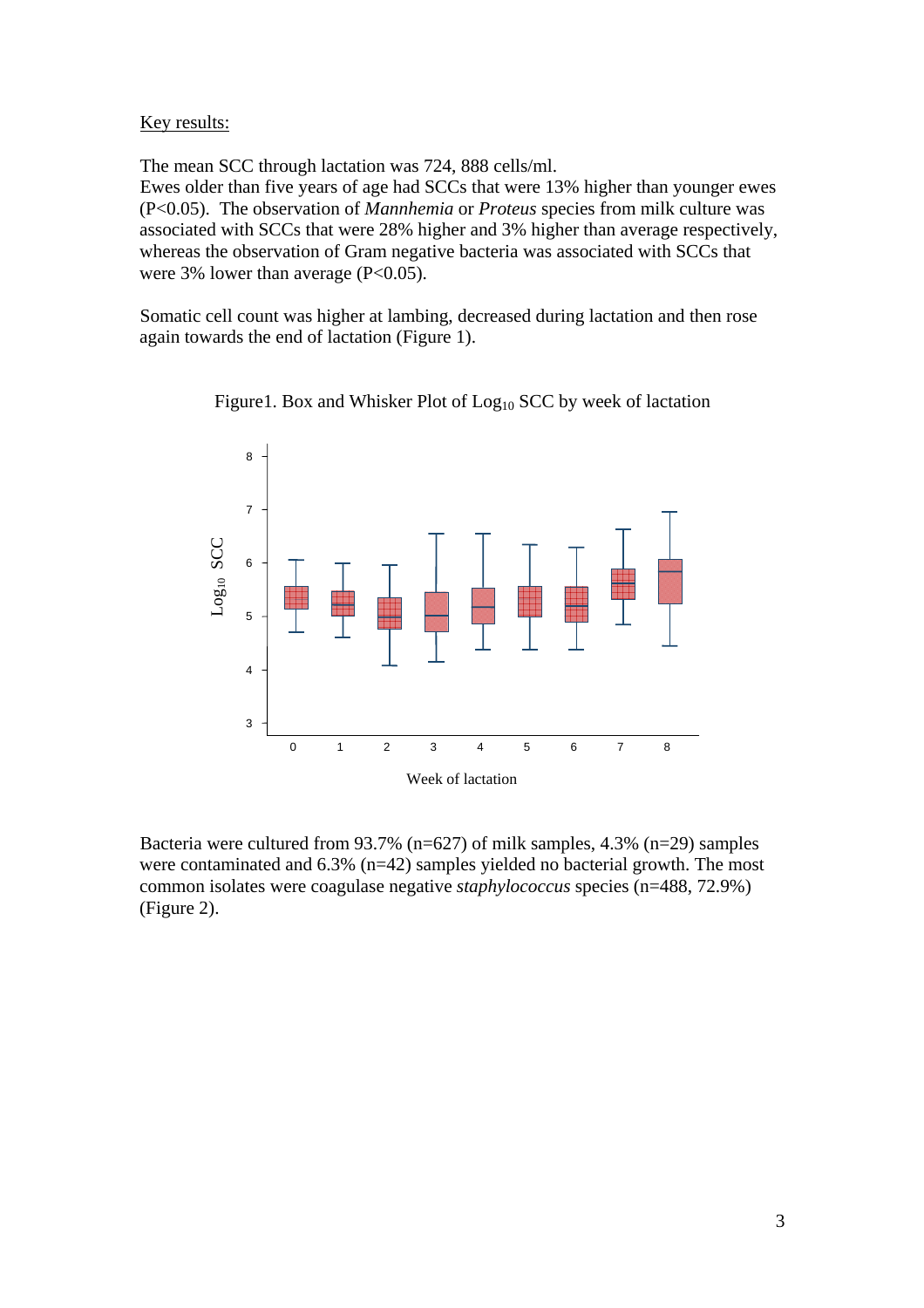Key results:

The mean SCC through lactation was 724, 888 cells/ml.
Ewes older than five years of age had SCCs that were 13% higher than younger ewes ($P<0.05$). The observation of *Mannhemia* or *Proteus* species from milk culture was associated with SCCs that were 28% higher and 3% higher than average respectively, whereas the observation of Gram negative bacteria was associated with SCCs that were 3% lower than average ($P<0.05$).

Somatic cell count was higher at lambing, decreased during lactation and then rose again towards the end of lactation (Figure 1).

Figure1. Box and Whisker Plot of $Log_{10}$ SCC by week of lactation

Bacteria were cultured from 93.7% (n=627) of milk samples, 4.3% (n=29) samples were contaminated and 6.3% (n=42) samples yielded no bacterial growth. The most common isolates were coagulase negative *staphylococcus* species (n=488, 72.9%) (Figure 2).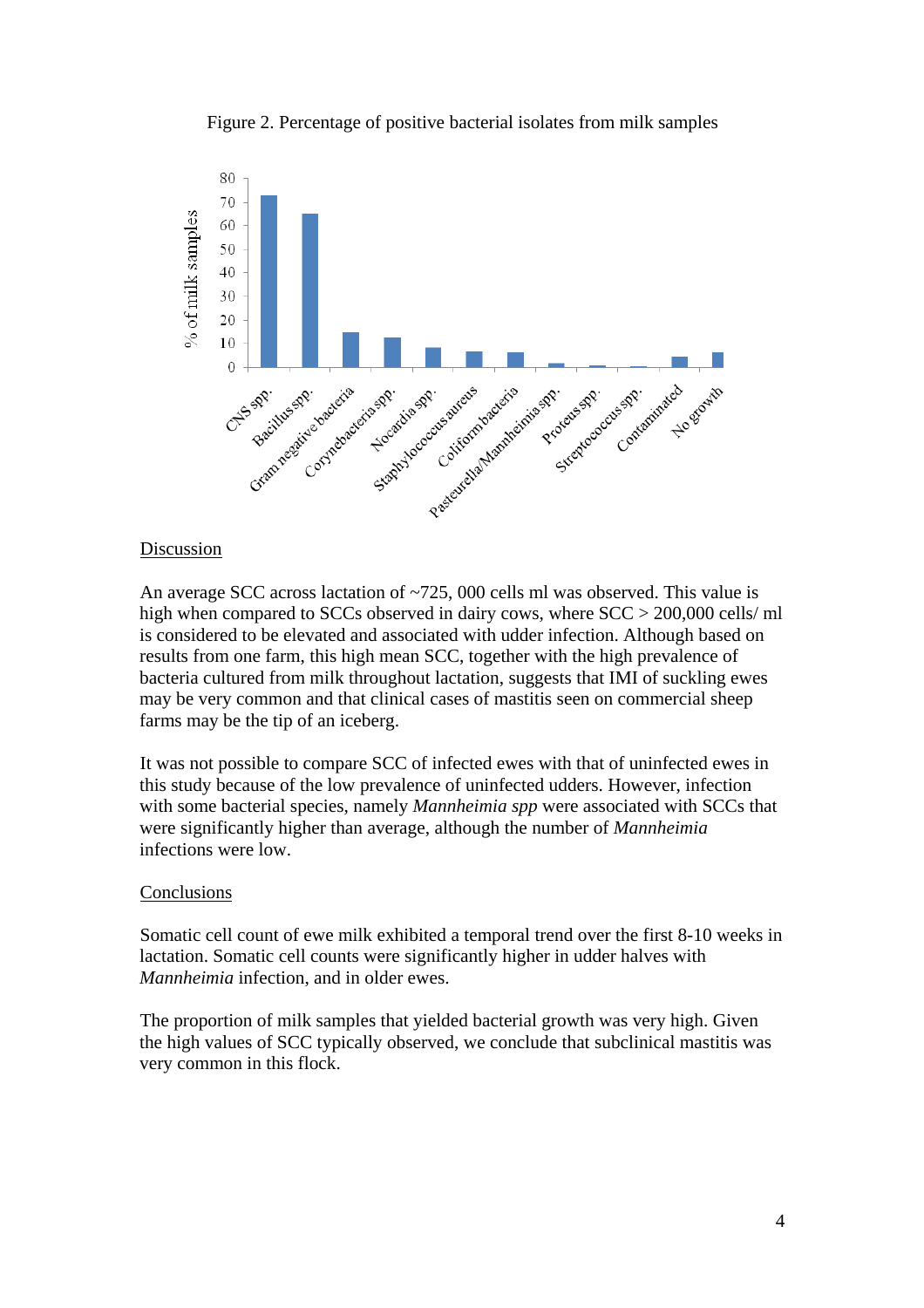Figure 2. Percentage of positive bacterial isolates from milk samples

## Discussion

An average SCC across lactation of ~725, 000 cells ml was observed. This value is high when compared to SCCs observed in dairy cows, where SCC > 200,000 cells/ ml is considered to be elevated and associated with udder infection. Although based on results from one farm, this high mean SCC, together with the high prevalence of bacteria cultured from milk throughout lactation, suggests that IMI of suckling ewes may be very common and that clinical cases of mastitis seen on commercial sheep farms may be the tip of an iceberg.

It was not possible to compare SCC of infected ewes with that of uninfected ewes in this study because of the low prevalence of uninfected udders. However, infection with some bacterial species, namely *Mannheimia spp* were associated with SCCs that were significantly higher than average, although the number of *Mannheimia* infections were low.

## Conclusions

Somatic cell count of ewe milk exhibited a temporal trend over the first 8-10 weeks in lactation. Somatic cell counts were significantly higher in udder halves with *Mannheimia* infection, and in older ewes.

The proportion of milk samples that yielded bacterial growth was very high. Given the high values of SCC typically observed, we conclude that subclinical mastitis was very common in this flock.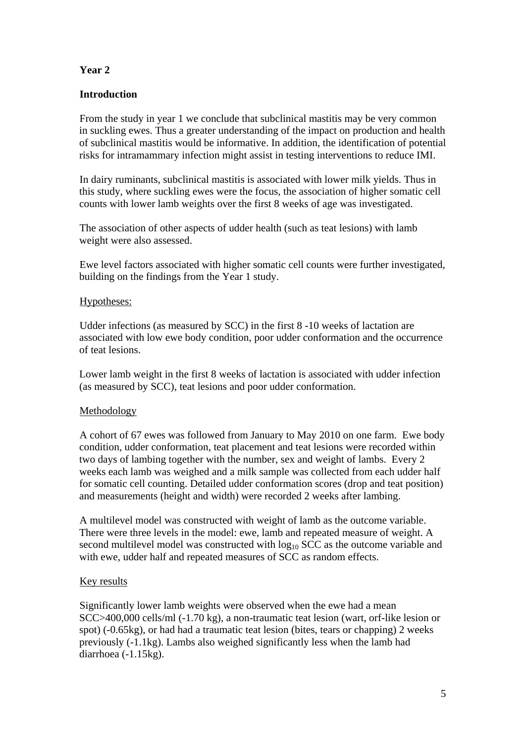## Year 2

### Introduction

From the study in year 1 we conclude that subclinical mastitis may be very common in suckling ewes. Thus a greater understanding of the impact on production and health of subclinical mastitis would be informative. In addition, the identification of potential risks for intramammary infection might assist in testing interventions to reduce IMI.

In dairy ruminants, subclinical mastitis is associated with lower milk yields. Thus in this study, where suckling ewes were the focus, the association of higher somatic cell counts with lower lamb weights over the first 8 weeks of age was investigated.

The association of other aspects of udder health (such as teat lesions) with lamb weight were also assessed.

Ewe level factors associated with higher somatic cell counts were further investigated, building on the findings from the Year 1 study.

#### Hypotheses:

Udder infections (as measured by SCC) in the first 8 -10 weeks of lactation are associated with low ewe body condition, poor udder conformation and the occurrence of teat lesions.

Lower lamb weight in the first 8 weeks of lactation is associated with udder infection (as measured by SCC), teat lesions and poor udder conformation.

#### Methodology

A cohort of 67 ewes was followed from January to May 2010 on one farm. Ewe body condition, udder conformation, teat placement and teat lesions were recorded within two days of lambing together with the number, sex and weight of lambs. Every 2 weeks each lamb was weighed and a milk sample was collected from each udder half for somatic cell counting. Detailed udder conformation scores (drop and teat position) and measurements (height and width) were recorded 2 weeks after lambing.

A multilevel model was constructed with weight of lamb as the outcome variable. There were three levels in the model: ewe, lamb and repeated measure of weight. A second multilevel model was constructed with $\log_{10}$ SCC as the outcome variable and with ewe, udder half and repeated measures of SCC as random effects.

#### Key results

Significantly lower lamb weights were observed when the ewe had a mean SCC>400,000 cells/ml (-1.70 kg), a non-traumatic teat lesion (wart, orf-like lesion or spot) (-0.65kg), or had had a traumatic teat lesion (bites, tears or chapping) 2 weeks previously (-1.1kg). Lambs also weighed significantly less when the lamb had diarrhoea (-1.15kg).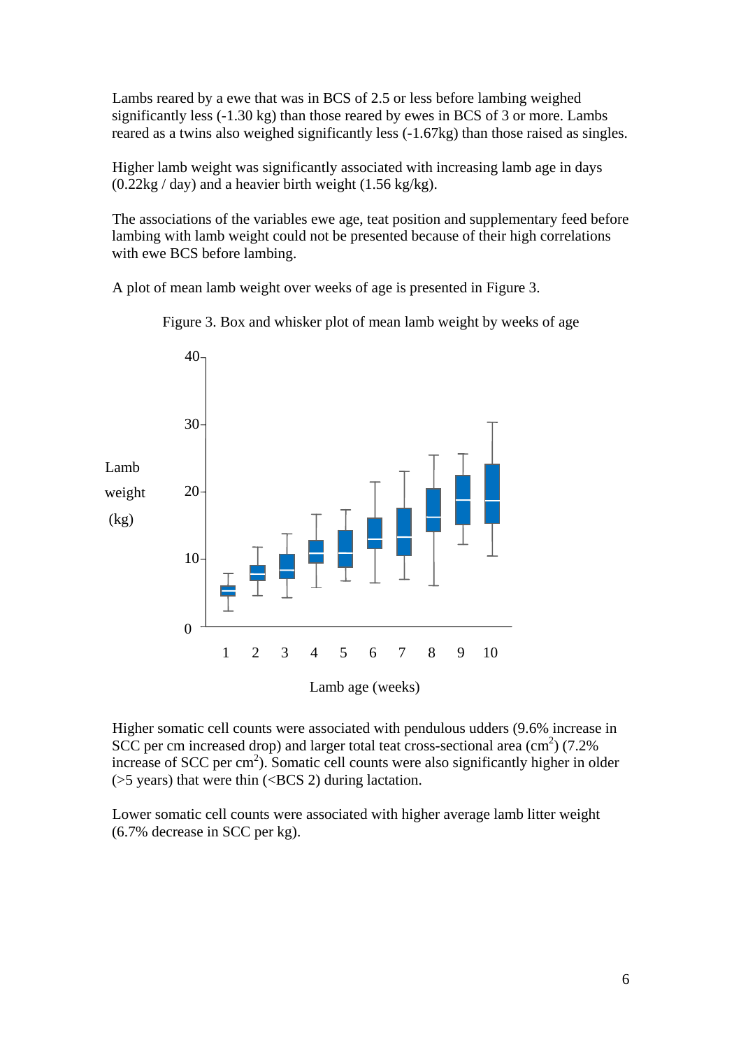Lambs reared by a ewe that was in BCS of 2.5 or less before lambing weighed significantly less (-1.30 kg) than those reared by ewes in BCS of 3 or more. Lambs reared as a twins also weighed significantly less (-1.67kg) than those raised as singles.

Higher lamb weight was significantly associated with increasing lamb age in days (0.22kg / day) and a heavier birth weight (1.56 kg/kg).

The associations of the variables ewe age, teat position and supplementary feed before lambing with lamb weight could not be presented because of their high correlations with ewe BCS before lambing.

A plot of mean lamb weight over weeks of age is presented in Figure 3.

Figure 3. Box and whisker plot of mean lamb weight by weeks of age

Higher somatic cell counts were associated with pendulous udders (9.6% increase in SCC per cm increased drop) and larger total teat cross-sectional area ($cm^2$) (7.2% increase of SCC per $cm^2$). Somatic cell counts were also significantly higher in older (>5 years) that were thin (<BCS 2) during lactation.

Lower somatic cell counts were associated with higher average lamb litter weight (6.7% decrease in SCC per kg).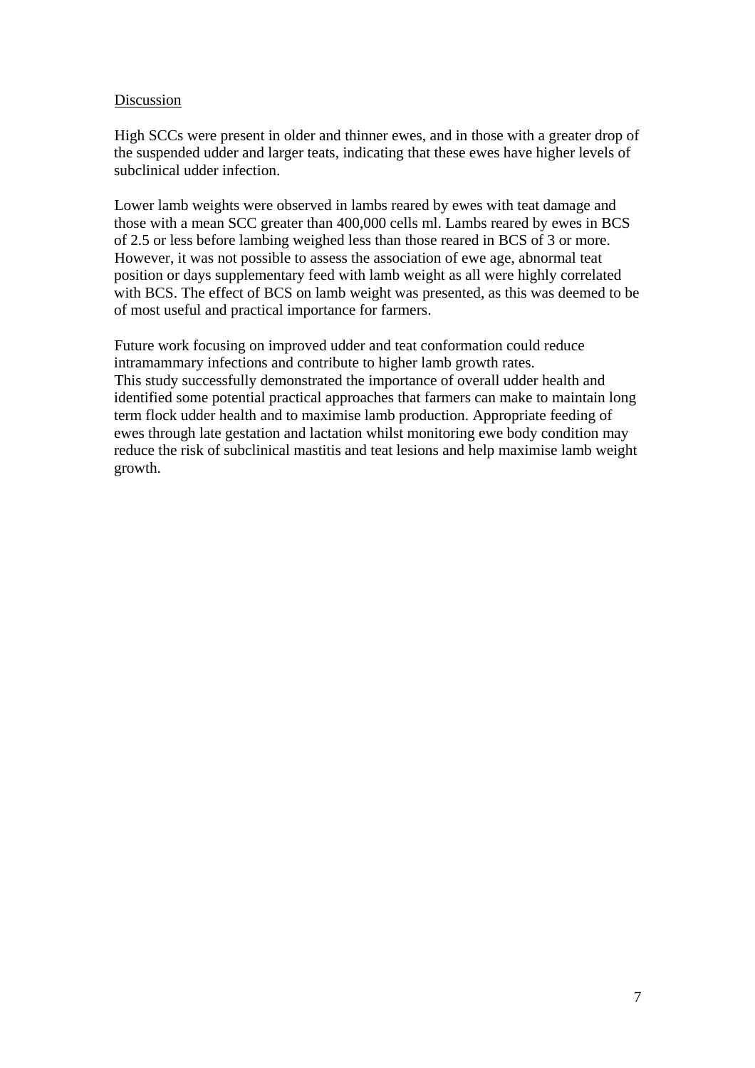## Discussion

High SCCs were present in older and thinner ewes, and in those with a greater drop of the suspended udder and larger teats, indicating that these ewes have higher levels of subclinical udder infection.

Lower lamb weights were observed in lambs reared by ewes with teat damage and those with a mean SCC greater than 400,000 cells ml. Lambs reared by ewes in BCS of 2.5 or less before lambing weighed less than those reared in BCS of 3 or more. However, it was not possible to assess the association of ewe age, abnormal teat position or days supplementary feed with lamb weight as all were highly correlated with BCS. The effect of BCS on lamb weight was presented, as this was deemed to be of most useful and practical importance for farmers.

Future work focusing on improved udder and teat conformation could reduce intramammary infections and contribute to higher lamb growth rates.
This study successfully demonstrated the importance of overall udder health and identified some potential practical approaches that farmers can make to maintain long term flock udder health and to maximise lamb production. Appropriate feeding of ewes through late gestation and lactation whilst monitoring ewe body condition may reduce the risk of subclinical mastitis and teat lesions and help maximise lamb weight growth.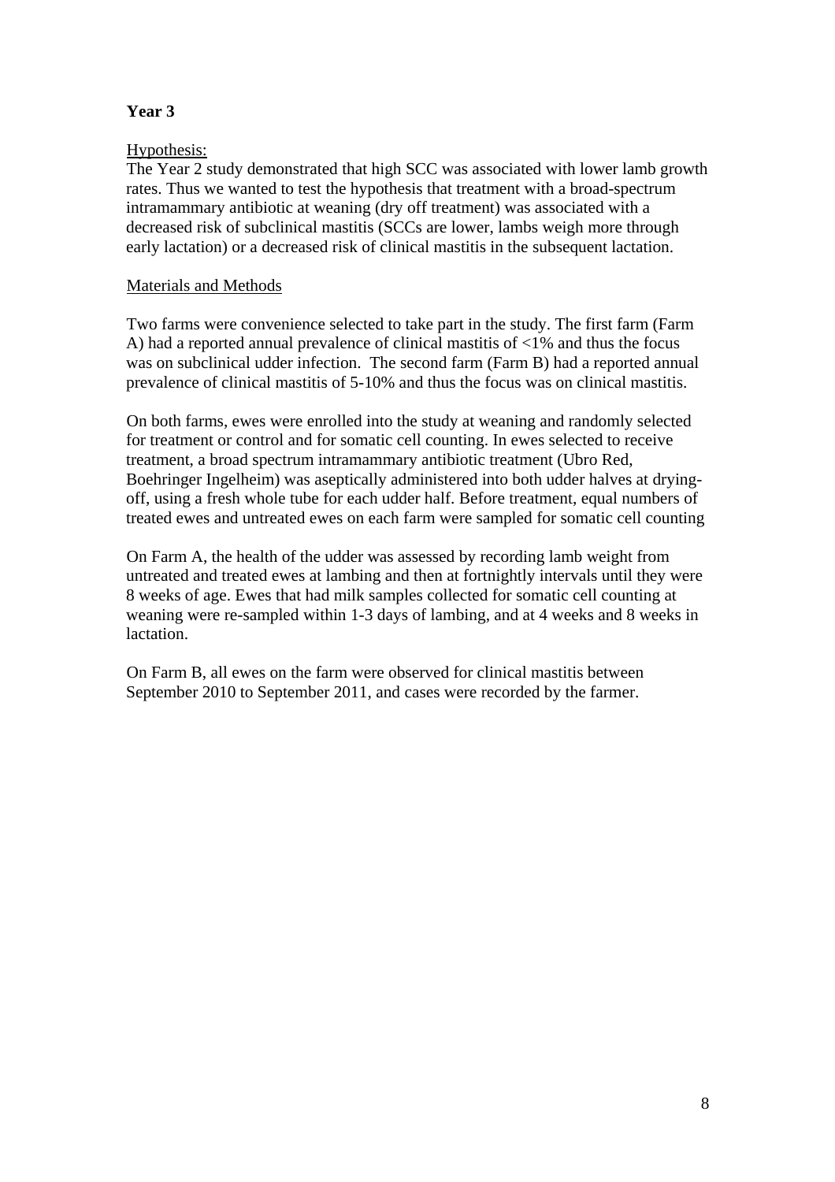**Year 3**

Hypothesis:

The Year 2 study demonstrated that high SCC was associated with lower lamb growth rates. Thus we wanted to test the hypothesis that treatment with a broad-spectrum intramammary antibiotic at weaning (dry off treatment) was associated with a decreased risk of subclinical mastitis (SCCs are lower, lambs weigh more through early lactation) or a decreased risk of clinical mastitis in the subsequent lactation.

Materials and Methods

Two farms were convenience selected to take part in the study. The first farm (Farm A) had a reported annual prevalence of clinical mastitis of <1% and thus the focus was on subclinical udder infection. The second farm (Farm B) had a reported annual prevalence of clinical mastitis of 5-10% and thus the focus was on clinical mastitis.

On both farms, ewes were enrolled into the study at weaning and randomly selected for treatment or control and for somatic cell counting. In ewes selected to receive treatment, a broad spectrum intramammary antibiotic treatment (Ubro Red, Boehringer Ingelheim) was aseptically administered into both udder halves at drying-off, using a fresh whole tube for each udder half. Before treatment, equal numbers of treated ewes and untreated ewes on each farm were sampled for somatic cell counting

On Farm A, the health of the udder was assessed by recording lamb weight from untreated and treated ewes at lambing and then at fortnightly intervals until they were 8 weeks of age. Ewes that had milk samples collected for somatic cell counting at weaning were re-sampled within 1-3 days of lambing, and at 4 weeks and 8 weeks in lactation.

On Farm B, all ewes on the farm were observed for clinical mastitis between September 2010 to September 2011, and cases were recorded by the farmer.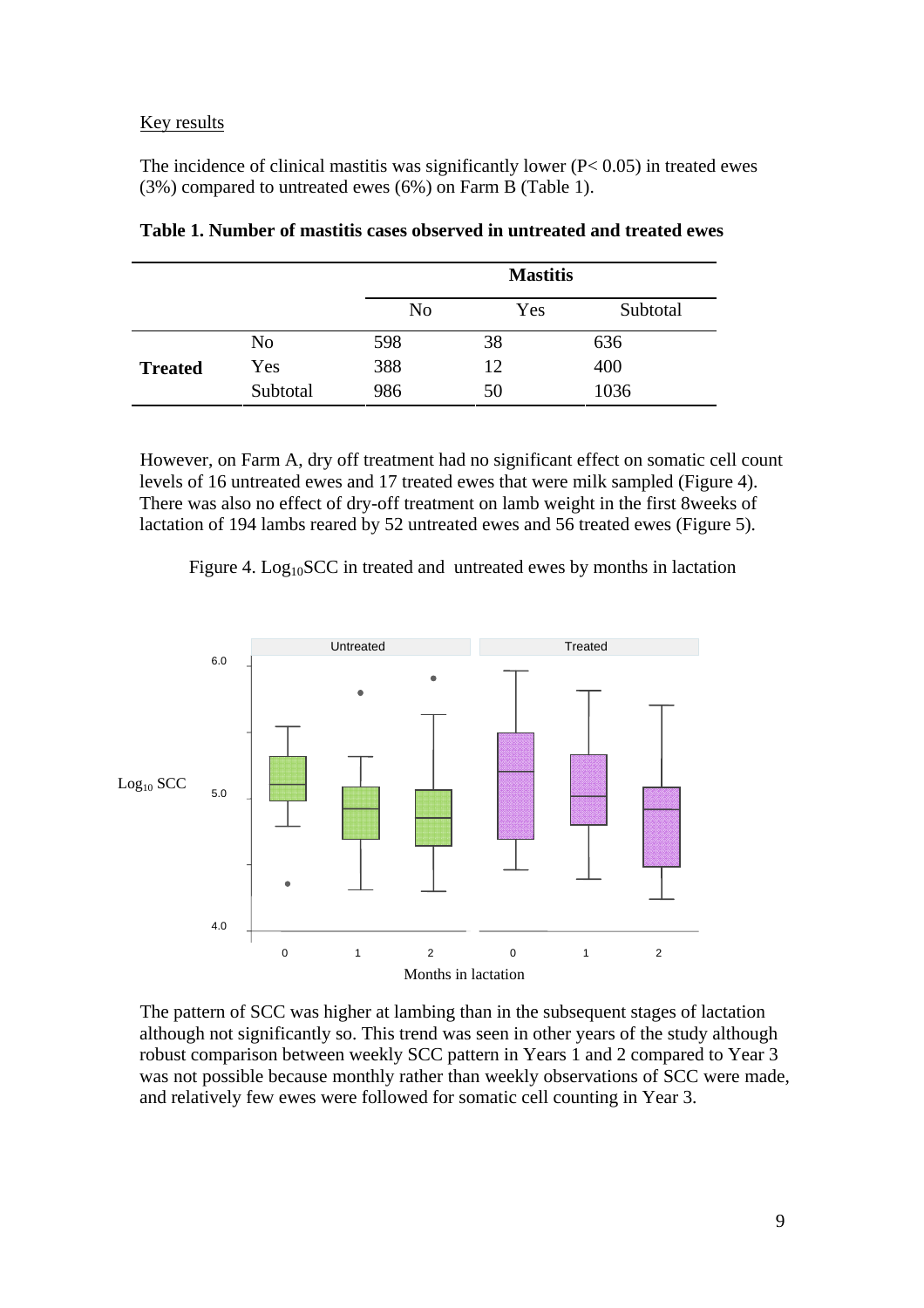Key results

The incidence of clinical mastitis was significantly lower ($P < 0.05$) in treated ewes (3%) compared to untreated ewes (6%) on Farm B (Table 1).

**Table 1. Number of mastitis cases observed in untreated and treated ewes**

| | | **Mastitis** | | |
|---|---|---|---|---|
| | | No | Yes | Subtotal |
| **Treated** | No | 598 | 38 | 636 |
| | Yes | 388 | 12 | 400 |
| | Subtotal | 986 | 50 | 1036 |

However, on Farm A, dry off treatment had no significant effect on somatic cell count levels of 16 untreated ewes and 17 treated ewes that were milk sampled (Figure 4). There was also no effect of dry-off treatment on lamb weight in the first 8weeks of lactation of 194 lambs reared by 52 untreated ewes and 56 treated ewes (Figure 5).

Figure 4. $Log_{10}$SCC in treated and untreated ewes by months in lactation

The pattern of SCC was higher at lambing than in the subsequent stages of lactation although not significantly so. This trend was seen in other years of the study although robust comparison between weekly SCC pattern in Years 1 and 2 compared to Year 3 was not possible because monthly rather than weekly observations of SCC were made, and relatively few ewes were followed for somatic cell counting in Year 3.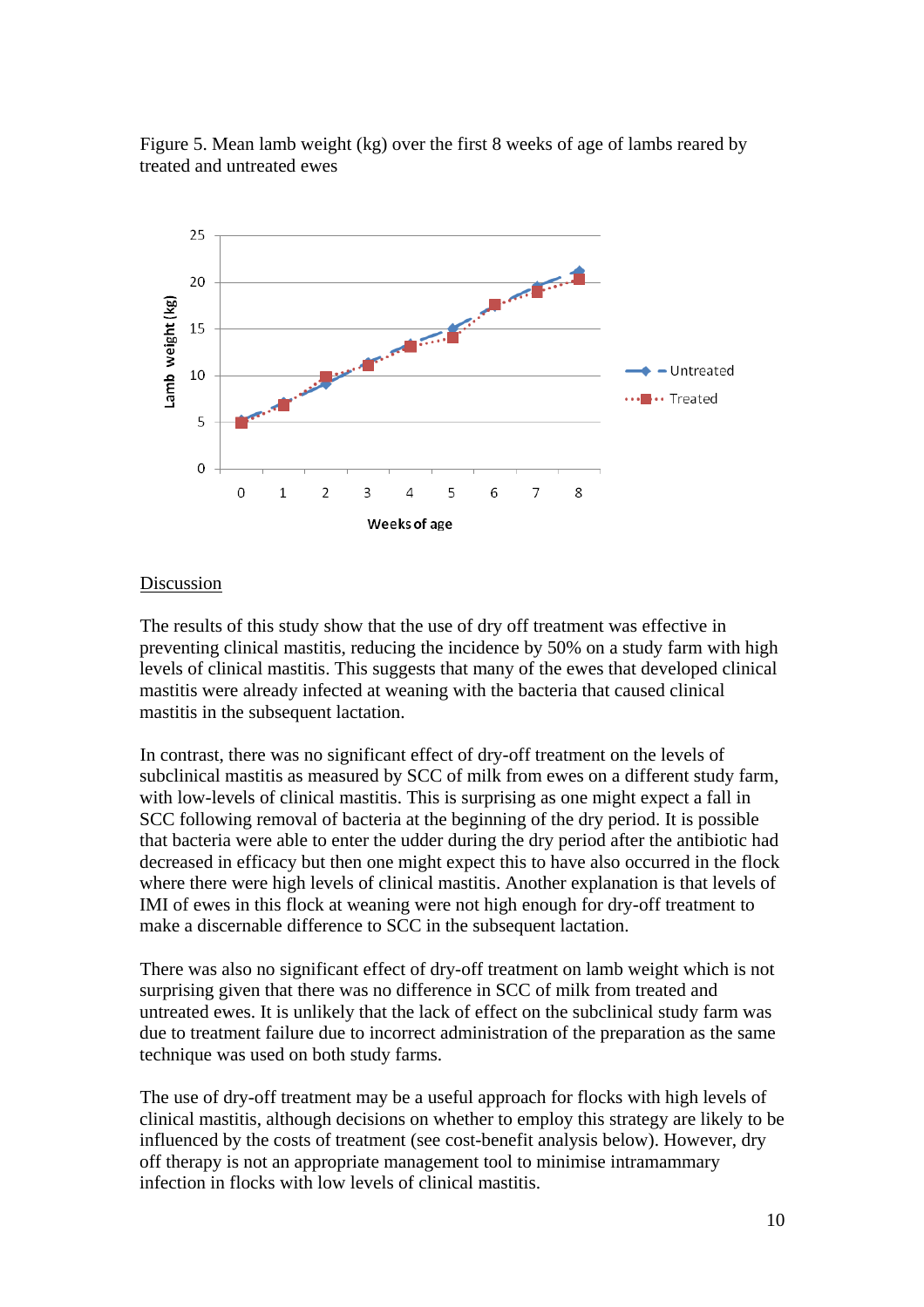Figure 5. Mean lamb weight (kg) over the first 8 weeks of age of lambs reared by treated and untreated ewes

## Discussion

The results of this study show that the use of dry off treatment was effective in preventing clinical mastitis, reducing the incidence by 50% on a study farm with high levels of clinical mastitis. This suggests that many of the ewes that developed clinical mastitis were already infected at weaning with the bacteria that caused clinical mastitis in the subsequent lactation.

In contrast, there was no significant effect of dry-off treatment on the levels of subclinical mastitis as measured by SCC of milk from ewes on a different study farm, with low-levels of clinical mastitis. This is surprising as one might expect a fall in SCC following removal of bacteria at the beginning of the dry period. It is possible that bacteria were able to enter the udder during the dry period after the antibiotic had decreased in efficacy but then one might expect this to have also occurred in the flock where there were high levels of clinical mastitis. Another explanation is that levels of IMI of ewes in this flock at weaning were not high enough for dry-off treatment to make a discernable difference to SCC in the subsequent lactation.

There was also no significant effect of dry-off treatment on lamb weight which is not surprising given that there was no difference in SCC of milk from treated and untreated ewes. It is unlikely that the lack of effect on the subclinical study farm was due to treatment failure due to incorrect administration of the preparation as the same technique was used on both study farms.

The use of dry-off treatment may be a useful approach for flocks with high levels of clinical mastitis, although decisions on whether to employ this strategy are likely to be influenced by the costs of treatment (see cost-benefit analysis below). However, dry off therapy is not an appropriate management tool to minimise intramammary infection in flocks with low levels of clinical mastitis.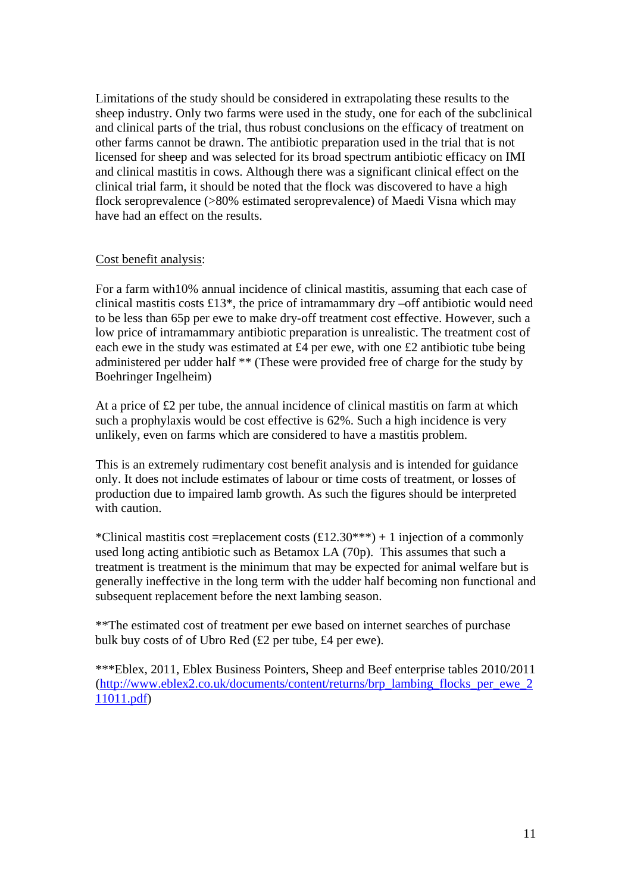Limitations of the study should be considered in extrapolating these results to the sheep industry. Only two farms were used in the study, one for each of the subclinical and clinical parts of the trial, thus robust conclusions on the efficacy of treatment on other farms cannot be drawn. The antibiotic preparation used in the trial that is not licensed for sheep and was selected for its broad spectrum antibiotic efficacy on IMI and clinical mastitis in cows. Although there was a significant clinical effect on the clinical trial farm, it should be noted that the flock was discovered to have a high flock seroprevalence (>80% estimated seroprevalence) of Maedi Visna which may have had an effect on the results.

Cost benefit analysis:

For a farm with10% annual incidence of clinical mastitis, assuming that each case of clinical mastitis costs £13*, the price of intramammary dry –off antibiotic would need to be less than 65p per ewe to make dry-off treatment cost effective. However, such a low price of intramammary antibiotic preparation is unrealistic. The treatment cost of each ewe in the study was estimated at £4 per ewe, with one £2 antibiotic tube being administered per udder half ** (These were provided free of charge for the study by Boehringer Ingelheim)

At a price of £2 per tube, the annual incidence of clinical mastitis on farm at which such a prophylaxis would be cost effective is 62%. Such a high incidence is very unlikely, even on farms which are considered to have a mastitis problem.

This is an extremely rudimentary cost benefit analysis and is intended for guidance only. It does not include estimates of labour or time costs of treatment, or losses of production due to impaired lamb growth. As such the figures should be interpreted with caution.

*Clinical mastitis cost =replacement costs (£12.30***) + 1 injection of a commonly used long acting antibiotic such as Betamox LA (70p). This assumes that such a treatment is treatment is the minimum that may be expected for animal welfare but is generally ineffective in the long term with the udder half becoming non functional and subsequent replacement before the next lambing season.

**The estimated cost of treatment per ewe based on internet searches of purchase bulk buy costs of of Ubro Red (£2 per tube, £4 per ewe).

***Eblex, 2011, Eblex Business Pointers, Sheep and Beef enterprise tables 2010/2011 (http://www.eblex2.co.uk/documents/content/returns/brp_lambing_flocks_per_ewe_211011.pdf)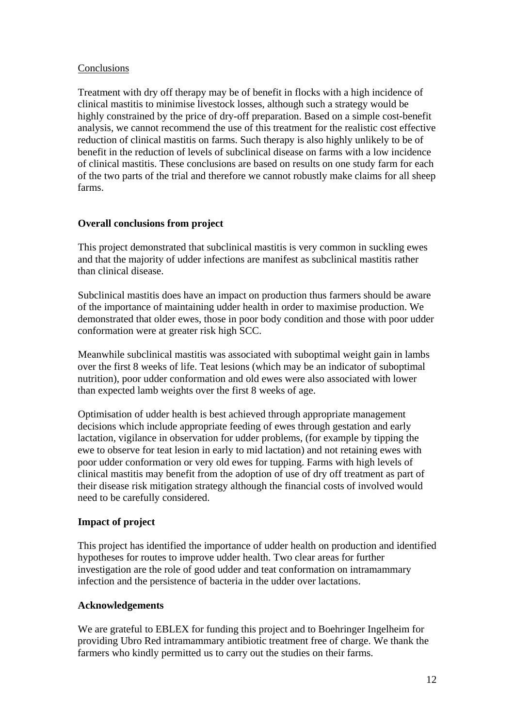Conclusions

Treatment with dry off therapy may be of benefit in flocks with a high incidence of clinical mastitis to minimise livestock losses, although such a strategy would be highly constrained by the price of dry-off preparation. Based on a simple cost-benefit analysis, we cannot recommend the use of this treatment for the realistic cost effective reduction of clinical mastitis on farms. Such therapy is also highly unlikely to be of benefit in the reduction of levels of subclinical disease on farms with a low incidence of clinical mastitis. These conclusions are based on results on one study farm for each of the two parts of the trial and therefore we cannot robustly make claims for all sheep farms.

## Overall conclusions from project

This project demonstrated that subclinical mastitis is very common in suckling ewes and that the majority of udder infections are manifest as subclinical mastitis rather than clinical disease.

Subclinical mastitis does have an impact on production thus farmers should be aware of the importance of maintaining udder health in order to maximise production. We demonstrated that older ewes, those in poor body condition and those with poor udder conformation were at greater risk high SCC.

Meanwhile subclinical mastitis was associated with suboptimal weight gain in lambs over the first 8 weeks of life. Teat lesions (which may be an indicator of suboptimal nutrition), poor udder conformation and old ewes were also associated with lower than expected lamb weights over the first 8 weeks of age.

Optimisation of udder health is best achieved through appropriate management decisions which include appropriate feeding of ewes through gestation and early lactation, vigilance in observation for udder problems, (for example by tipping the ewe to observe for teat lesion in early to mid lactation) and not retaining ewes with poor udder conformation or very old ewes for tupping. Farms with high levels of clinical mastitis may benefit from the adoption of use of dry off treatment as part of their disease risk mitigation strategy although the financial costs of involved would need to be carefully considered.

## Impact of project

This project has identified the importance of udder health on production and identified hypotheses for routes to improve udder health. Two clear areas for further investigation are the role of good udder and teat conformation on intramammary infection and the persistence of bacteria in the udder over lactations.

## Acknowledgements

We are grateful to EBLEX for funding this project and to Boehringer Ingelheim for providing Ubro Red intramammary antibiotic treatment free of charge. We thank the farmers who kindly permitted us to carry out the studies on their farms.